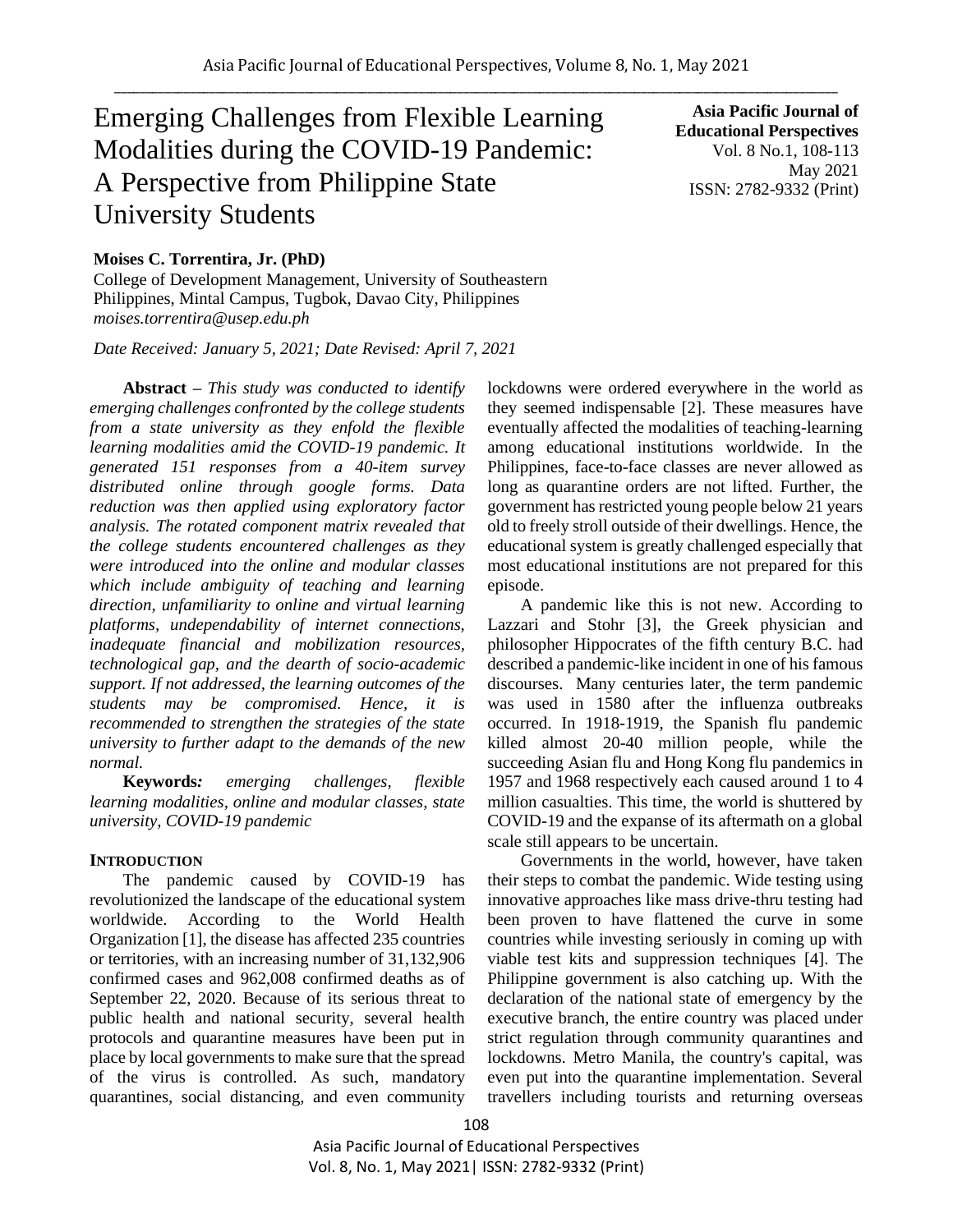# Emerging Challenges from Flexible Learning Modalities during the COVID-19 Pandemic: A Perspective from Philippine State University Students

**Asia Pacific Journal of Educational Perspectives**
Vol. 8 No.1, 108-113
May 2021
ISSN: 2782-9332 (Print)

**Moises C. Torrentira, Jr. (PhD)**
College of Development Management, University of Southeastern Philippines, Mintal Campus, Tugbok, Davao City, Philippines
*moises.torrentira@usep.edu.ph*

*Date Received: January 5, 2021; Date Revised: April 7, 2021*

**Abstract –** *This study was conducted to identify emerging challenges confronted by the college students from a state university as they enfold the flexible learning modalities amid the COVID-19 pandemic. It generated 151 responses from a 40-item survey distributed online through google forms. Data reduction was then applied using exploratory factor analysis. The rotated component matrix revealed that the college students encountered challenges as they were introduced into the online and modular classes which include ambiguity of teaching and learning direction, unfamiliarity to online and virtual learning platforms, undependability of internet connections, inadequate financial and mobilization resources, technological gap, and the dearth of socio-academic support. If not addressed, the learning outcomes of the students may be compromised. Hence, it is recommended to strengthen the strategies of the state university to further adapt to the demands of the new normal.*

**Keywords***:* *emerging challenges, flexible learning modalities, online and modular classes, state university, COVID-19 pandemic*

## INTRODUCTION

The pandemic caused by COVID-19 has revolutionized the landscape of the educational system worldwide. According to the World Health Organization [1], the disease has affected 235 countries or territories, with an increasing number of 31,132,906 confirmed cases and 962,008 confirmed deaths as of September 22, 2020. Because of its serious threat to public health and national security, several health protocols and quarantine measures have been put in place by local governments to make sure that the spread of the virus is controlled. As such, mandatory quarantines, social distancing, and even community lockdowns were ordered everywhere in the world as they seemed indispensable [2]. These measures have eventually affected the modalities of teaching-learning among educational institutions worldwide. In the Philippines, face-to-face classes are never allowed as long as quarantine orders are not lifted. Further, the government has restricted young people below 21 years old to freely stroll outside of their dwellings. Hence, the educational system is greatly challenged especially that most educational institutions are not prepared for this episode.

A pandemic like this is not new. According to Lazzari and Stohr [3], the Greek physician and philosopher Hippocrates of the fifth century B.C. had described a pandemic-like incident in one of his famous discourses. Many centuries later, the term pandemic was used in 1580 after the influenza outbreaks occurred. In 1918-1919, the Spanish flu pandemic killed almost 20-40 million people, while the succeeding Asian flu and Hong Kong flu pandemics in 1957 and 1968 respectively each caused around 1 to 4 million casualties. This time, the world is shuttered by COVID-19 and the expanse of its aftermath on a global scale still appears to be uncertain.

Governments in the world, however, have taken their steps to combat the pandemic. Wide testing using innovative approaches like mass drive-thru testing had been proven to have flattened the curve in some countries while investing seriously in coming up with viable test kits and suppression techniques [4]. The Philippine government is also catching up. With the declaration of the national state of emergency by the executive branch, the entire country was placed under strict regulation through community quarantines and lockdowns. Metro Manila, the country's capital, was even put into the quarantine implementation. Several travellers including tourists and returning overseas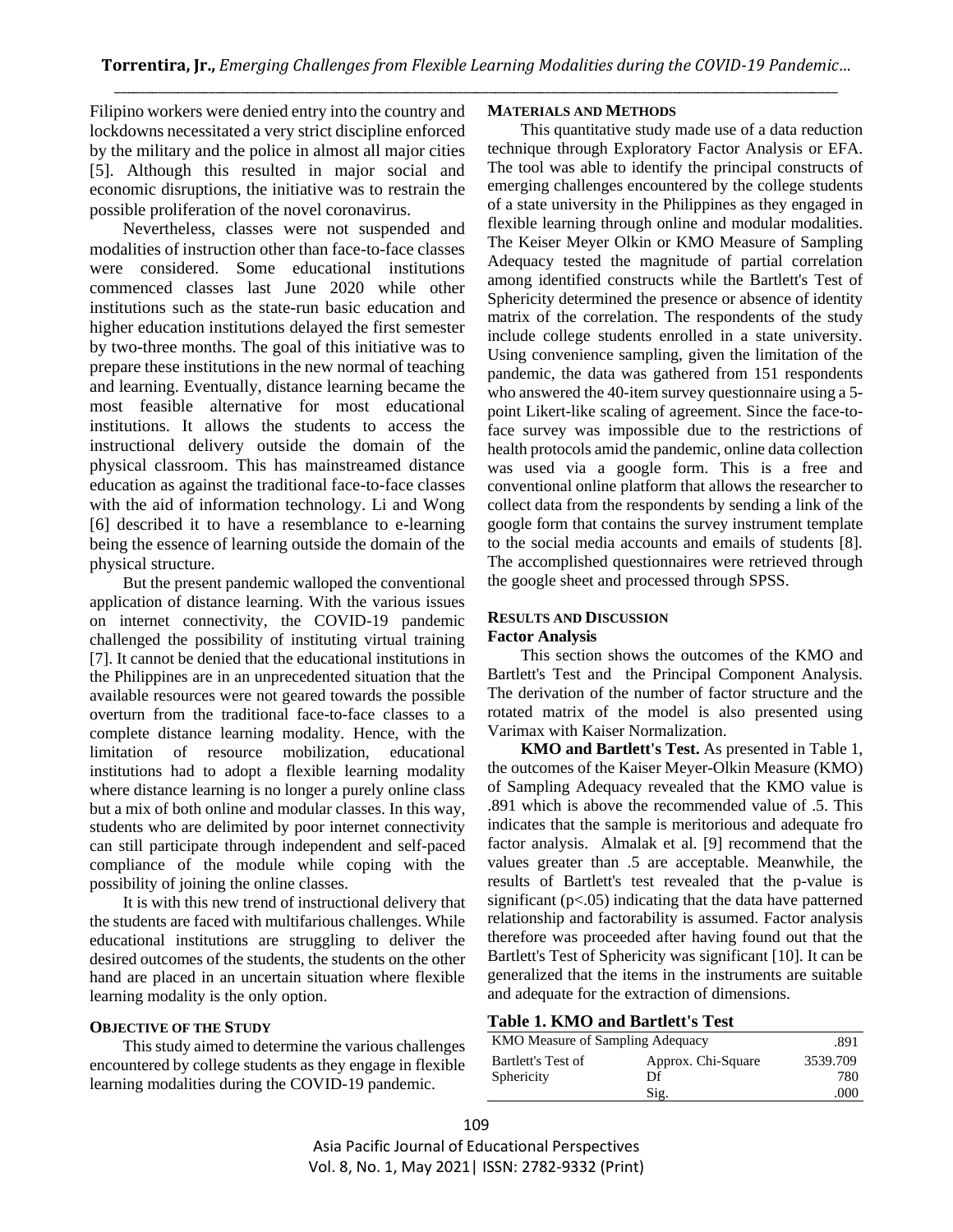Filipino workers were denied entry into the country and lockdowns necessitated a very strict discipline enforced by the military and the police in almost all major cities [5]. Although this resulted in major social and economic disruptions, the initiative was to restrain the possible proliferation of the novel coronavirus.

Nevertheless, classes were not suspended and modalities of instruction other than face-to-face classes were considered. Some educational institutions commenced classes last June 2020 while other institutions such as the state-run basic education and higher education institutions delayed the first semester by two-three months. The goal of this initiative was to prepare these institutions in the new normal of teaching and learning. Eventually, distance learning became the most feasible alternative for most educational institutions. It allows the students to access the instructional delivery outside the domain of the physical classroom. This has mainstreamed distance education as against the traditional face-to-face classes with the aid of information technology. Li and Wong [6] described it to have a resemblance to e-learning being the essence of learning outside the domain of the physical structure.

But the present pandemic walloped the conventional application of distance learning. With the various issues on internet connectivity, the COVID-19 pandemic challenged the possibility of instituting virtual training [7]. It cannot be denied that the educational institutions in the Philippines are in an unprecedented situation that the available resources were not geared towards the possible overturn from the traditional face-to-face classes to a complete distance learning modality. Hence, with the limitation of resource mobilization, educational institutions had to adopt a flexible learning modality where distance learning is no longer a purely online class but a mix of both online and modular classes. In this way, students who are delimited by poor internet connectivity can still participate through independent and self-paced compliance of the module while coping with the possibility of joining the online classes.

It is with this new trend of instructional delivery that the students are faced with multifarious challenges. While educational institutions are struggling to deliver the desired outcomes of the students, the students on the other hand are placed in an uncertain situation where flexible learning modality is the only option.

## OBJECTIVE OF THE STUDY

This study aimed to determine the various challenges encountered by college students as they engage in flexible learning modalities during the COVID-19 pandemic.

## MATERIALS AND METHODS

This quantitative study made use of a data reduction technique through Exploratory Factor Analysis or EFA. The tool was able to identify the principal constructs of emerging challenges encountered by the college students of a state university in the Philippines as they engaged in flexible learning through online and modular modalities. The Keiser Meyer Olkin or KMO Measure of Sampling Adequacy tested the magnitude of partial correlation among identified constructs while the Bartlett's Test of Sphericity determined the presence or absence of identity matrix of the correlation. The respondents of the study include college students enrolled in a state university. Using convenience sampling, given the limitation of the pandemic, the data was gathered from 151 respondents who answered the 40-item survey questionnaire using a 5-point Likert-like scaling of agreement. Since the face-to-face survey was impossible due to the restrictions of health protocols amid the pandemic, online data collection was used via a google form. This is a free and conventional online platform that allows the researcher to collect data from the respondents by sending a link of the google form that contains the survey instrument template to the social media accounts and emails of students [8]. The accomplished questionnaires were retrieved through the google sheet and processed through SPSS.

## RESULTS AND DISCUSSION

### Factor Analysis

This section shows the outcomes of the KMO and Bartlett's Test and the Principal Component Analysis. The derivation of the number of factor structure and the rotated matrix of the model is also presented using Varimax with Kaiser Normalization.

**KMO and Bartlett's Test.** As presented in Table 1, the outcomes of the Kaiser Meyer-Olkin Measure (KMO) of Sampling Adequacy revealed that the KMO value is .891 which is above the recommended value of .5. This indicates that the sample is meritorious and adequate fro factor analysis. Almalak et al. [9] recommend that the values greater than .5 are acceptable. Meanwhile, the results of Bartlett's test revealed that the p-value is significant ($p<.05$) indicating that the data have patterned relationship and factorability is assumed. Factor analysis therefore was proceeded after having found out that the Bartlett's Test of Sphericity was significant [10]. It can be generalized that the items in the instruments are suitable and adequate for the extraction of dimensions.

**Table 1. KMO and Bartlett's Test**

| | | |
|---|---|---|
| KMO Measure of Sampling Adequacy | | .891 |
| Bartlett's Test of Sphericity | Approx. Chi-Square | 3539.709 |
| | Df | 780 |
| | Sig. | .000 |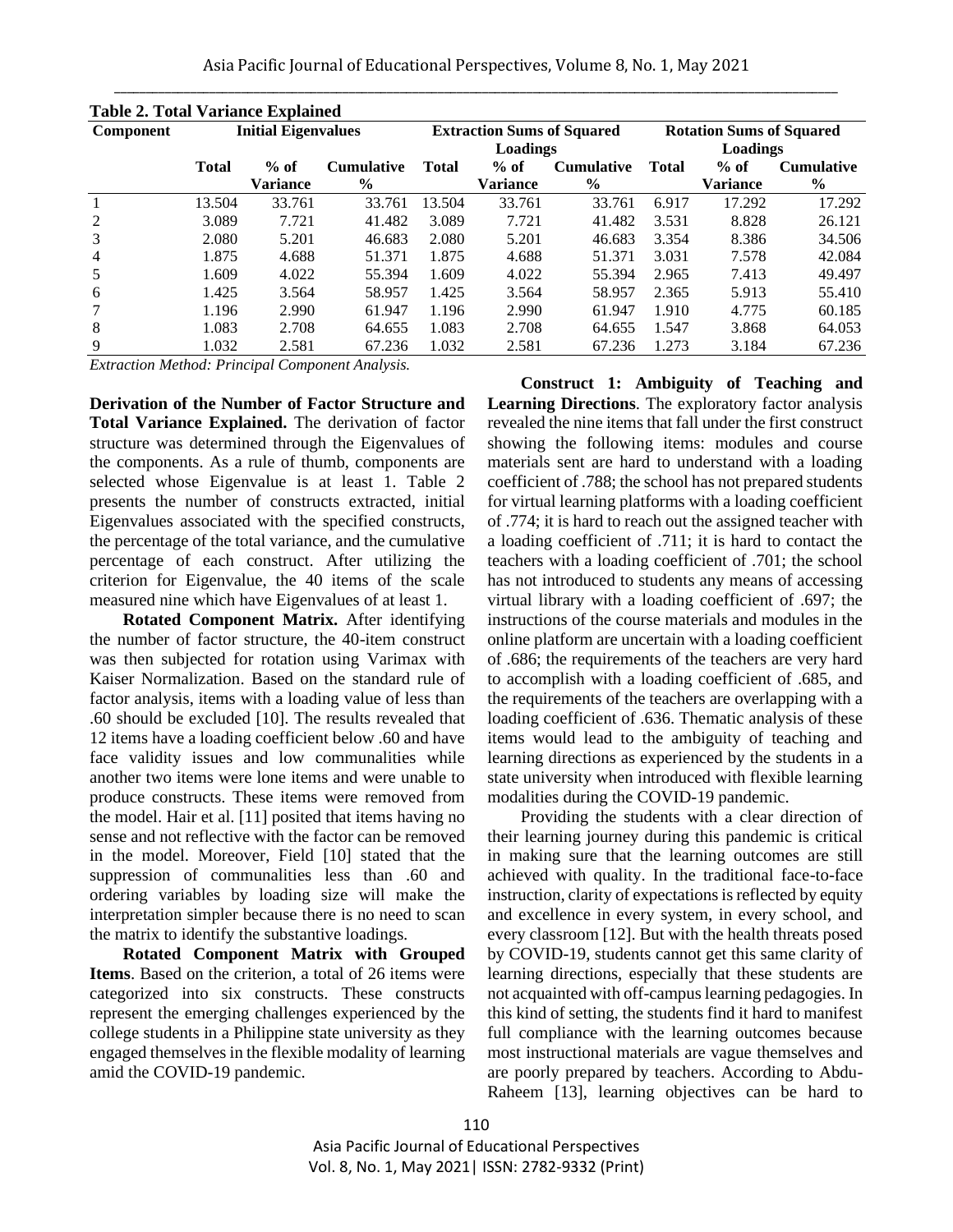**Table 2. Total Variance Explained**

| Component | Initial Eigenvalues | | | Extraction Sums of Squared Loadings | | | Rotation Sums of Squared Loadings | | |
|---|---|---|---|---|---|---|---|---|---|
| | Total | % of Variance | Cumulative % | Total | % of Variance | Cumulative % | Total | % of Variance | Cumulative % |
| 1 | 13.504 | 33.761 | 33.761 | 13.504 | 33.761 | 33.761 | 6.917 | 17.292 | 17.292 |
| 2 | 3.089 | 7.721 | 41.482 | 3.089 | 7.721 | 41.482 | 3.531 | 8.828 | 26.121 |
| 3 | 2.080 | 5.201 | 46.683 | 2.080 | 5.201 | 46.683 | 3.354 | 8.386 | 34.506 |
| 4 | 1.875 | 4.688 | 51.371 | 1.875 | 4.688 | 51.371 | 3.031 | 7.578 | 42.084 |
| 5 | 1.609 | 4.022 | 55.394 | 1.609 | 4.022 | 55.394 | 2.965 | 7.413 | 49.497 |
| 6 | 1.425 | 3.564 | 58.957 | 1.425 | 3.564 | 58.957 | 2.365 | 5.913 | 55.410 |
| 7 | 1.196 | 2.990 | 61.947 | 1.196 | 2.990 | 61.947 | 1.910 | 4.775 | 60.185 |
| 8 | 1.083 | 2.708 | 64.655 | 1.083 | 2.708 | 64.655 | 1.547 | 3.868 | 64.053 |
| 9 | 1.032 | 2.581 | 67.236 | 1.032 | 2.581 | 67.236 | 1.273 | 3.184 | 67.236 |

*Extraction Method: Principal Component Analysis.*

**Derivation of the Number of Factor Structure and Total Variance Explained.** The derivation of factor structure was determined through the Eigenvalues of the components. As a rule of thumb, components are selected whose Eigenvalue is at least 1. Table 2 presents the number of constructs extracted, initial Eigenvalues associated with the specified constructs, the percentage of the total variance, and the cumulative percentage of each construct. After utilizing the criterion for Eigenvalue, the 40 items of the scale measured nine which have Eigenvalues of at least 1.

**Rotated Component Matrix.** After identifying the number of factor structure, the 40-item construct was then subjected for rotation using Varimax with Kaiser Normalization. Based on the standard rule of factor analysis, items with a loading value of less than .60 should be excluded [10]. The results revealed that 12 items have a loading coefficient below .60 and have face validity issues and low communalities while another two items were lone items and were unable to produce constructs. These items were removed from the model. Hair et al. [11] posited that items having no sense and not reflective with the factor can be removed in the model. Moreover, Field [10] stated that the suppression of communalities less than .60 and ordering variables by loading size will make the interpretation simpler because there is no need to scan the matrix to identify the substantive loadings.

**Rotated Component Matrix with Grouped Items**. Based on the criterion, a total of 26 items were categorized into six constructs. These constructs represent the emerging challenges experienced by the college students in a Philippine state university as they engaged themselves in the flexible modality of learning amid the COVID-19 pandemic.

**Construct 1: Ambiguity of Teaching and Learning Directions**. The exploratory factor analysis revealed the nine items that fall under the first construct showing the following items: modules and course materials sent are hard to understand with a loading coefficient of .788; the school has not prepared students for virtual learning platforms with a loading coefficient of .774; it is hard to reach out the assigned teacher with a loading coefficient of .711; it is hard to contact the teachers with a loading coefficient of .701; the school has not introduced to students any means of accessing virtual library with a loading coefficient of .697; the instructions of the course materials and modules in the online platform are uncertain with a loading coefficient of .686; the requirements of the teachers are very hard to accomplish with a loading coefficient of .685, and the requirements of the teachers are overlapping with a loading coefficient of .636. Thematic analysis of these items would lead to the ambiguity of teaching and learning directions as experienced by the students in a state university when introduced with flexible learning modalities during the COVID-19 pandemic.

Providing the students with a clear direction of their learning journey during this pandemic is critical in making sure that the learning outcomes are still achieved with quality. In the traditional face-to-face instruction, clarity of expectations is reflected by equity and excellence in every system, in every school, and every classroom [12]. But with the health threats posed by COVID-19, students cannot get this same clarity of learning directions, especially that these students are not acquainted with off-campus learning pedagogies. In this kind of setting, the students find it hard to manifest full compliance with the learning outcomes because most instructional materials are vague themselves and are poorly prepared by teachers. According to Abdu-Raheem [13], learning objectives can be hard to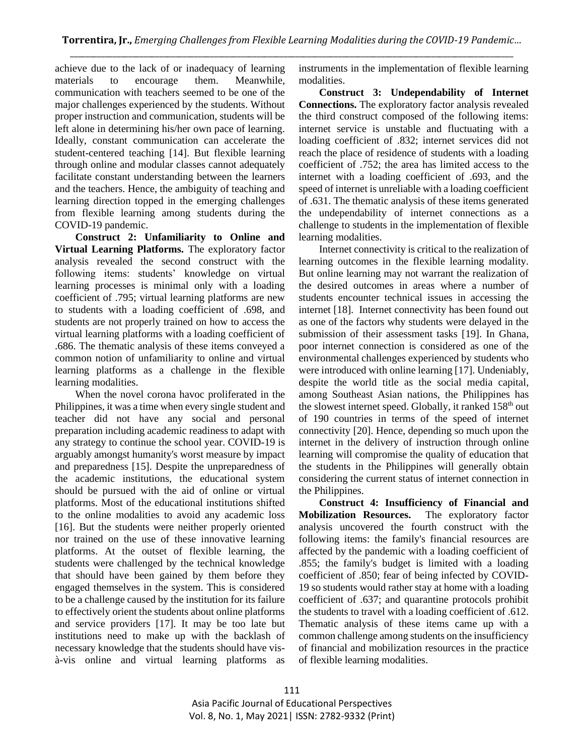achieve due to the lack of or inadequacy of learning materials to encourage them. Meanwhile, communication with teachers seemed to be one of the major challenges experienced by the students. Without proper instruction and communication, students will be left alone in determining his/her own pace of learning. Ideally, constant communication can accelerate the student-centered teaching [14]. But flexible learning through online and modular classes cannot adequately facilitate constant understanding between the learners and the teachers. Hence, the ambiguity of teaching and learning direction topped in the emerging challenges from flexible learning among students during the COVID-19 pandemic.

**Construct 2: Unfamiliarity to Online and Virtual Learning Platforms.** The exploratory factor analysis revealed the second construct with the following items: students' knowledge on virtual learning processes is minimal only with a loading coefficient of .795; virtual learning platforms are new to students with a loading coefficient of .698, and students are not properly trained on how to access the virtual learning platforms with a loading coefficient of .686. The thematic analysis of these items conveyed a common notion of unfamiliarity to online and virtual learning platforms as a challenge in the flexible learning modalities.

When the novel corona havoc proliferated in the Philippines, it was a time when every single student and teacher did not have any social and personal preparation including academic readiness to adapt with any strategy to continue the school year. COVID-19 is arguably amongst humanity's worst measure by impact and preparedness [15]. Despite the unpreparedness of the academic institutions, the educational system should be pursued with the aid of online or virtual platforms. Most of the educational institutions shifted to the online modalities to avoid any academic loss [16]. But the students were neither properly oriented nor trained on the use of these innovative learning platforms. At the outset of flexible learning, the students were challenged by the technical knowledge that should have been gained by them before they engaged themselves in the system. This is considered to be a challenge caused by the institution for its failure to effectively orient the students about online platforms and service providers [17]. It may be too late but institutions need to make up with the backlash of necessary knowledge that the students should have vis-à-vis online and virtual learning platforms as instruments in the implementation of flexible learning modalities.

**Construct 3: Undependability of Internet Connections.** The exploratory factor analysis revealed the third construct composed of the following items: internet service is unstable and fluctuating with a loading coefficient of .832; internet services did not reach the place of residence of students with a loading coefficient of .752; the area has limited access to the internet with a loading coefficient of .693, and the speed of internet is unreliable with a loading coefficient of .631. The thematic analysis of these items generated the undependability of internet connections as a challenge to students in the implementation of flexible learning modalities.

Internet connectivity is critical to the realization of learning outcomes in the flexible learning modality. But online learning may not warrant the realization of the desired outcomes in areas where a number of students encounter technical issues in accessing the internet [18]. Internet connectivity has been found out as one of the factors why students were delayed in the submission of their assessment tasks [19]. In Ghana, poor internet connection is considered as one of the environmental challenges experienced by students who were introduced with online learning [17]. Undeniably, despite the world title as the social media capital, among Southeast Asian nations, the Philippines has the slowest internet speed. Globally, it ranked 158th out of 190 countries in terms of the speed of internet connectivity [20]. Hence, depending so much upon the internet in the delivery of instruction through online learning will compromise the quality of education that the students in the Philippines will generally obtain considering the current status of internet connection in the Philippines.

**Construct 4: Insufficiency of Financial and Mobilization Resources.** The exploratory factor analysis uncovered the fourth construct with the following items: the family's financial resources are affected by the pandemic with a loading coefficient of .855; the family's budget is limited with a loading coefficient of .850; fear of being infected by COVID-19 so students would rather stay at home with a loading coefficient of .637; and quarantine protocols prohibit the students to travel with a loading coefficient of .612. Thematic analysis of these items came up with a common challenge among students on the insufficiency of financial and mobilization resources in the practice of flexible learning modalities.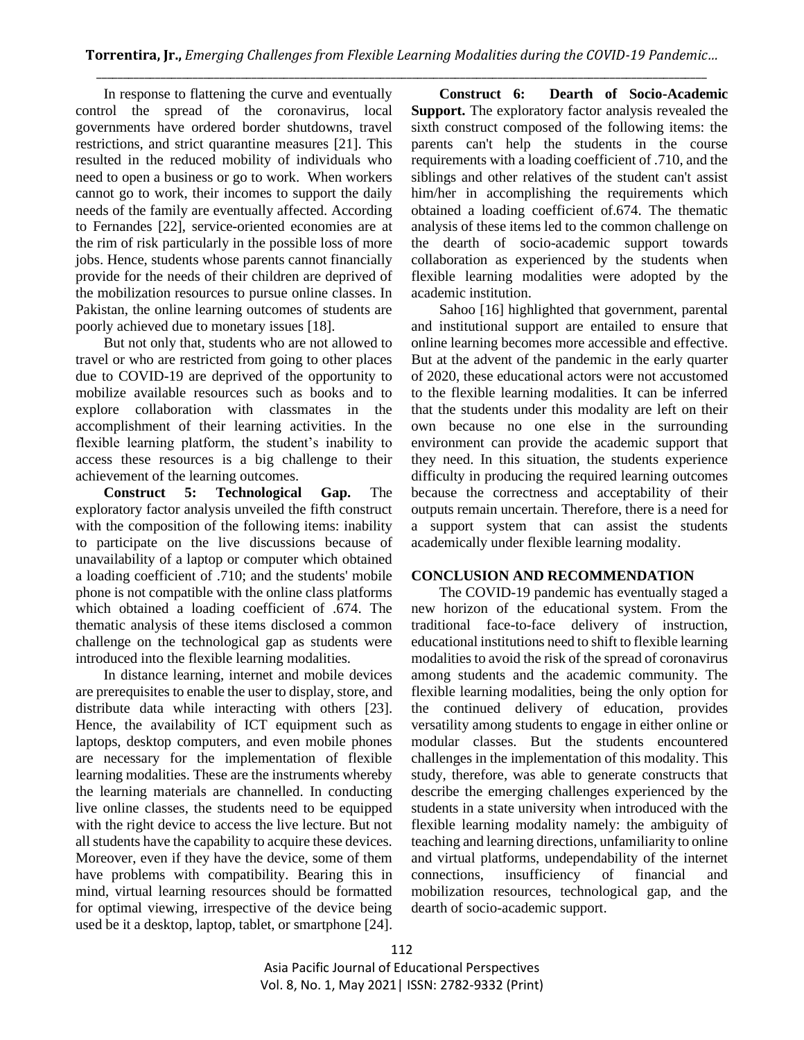In response to flattening the curve and eventually control the spread of the coronavirus, local governments have ordered border shutdowns, travel restrictions, and strict quarantine measures [21]. This resulted in the reduced mobility of individuals who need to open a business or go to work. When workers cannot go to work, their incomes to support the daily needs of the family are eventually affected. According to Fernandes [22], service-oriented economies are at the rim of risk particularly in the possible loss of more jobs. Hence, students whose parents cannot financially provide for the needs of their children are deprived of the mobilization resources to pursue online classes. In Pakistan, the online learning outcomes of students are poorly achieved due to monetary issues [18].

But not only that, students who are not allowed to travel or who are restricted from going to other places due to COVID-19 are deprived of the opportunity to mobilize available resources such as books and to explore collaboration with classmates in the accomplishment of their learning activities. In the flexible learning platform, the student's inability to access these resources is a big challenge to their achievement of the learning outcomes.

**Construct 5: Technological Gap.** The exploratory factor analysis unveiled the fifth construct with the composition of the following items: inability to participate on the live discussions because of unavailability of a laptop or computer which obtained a loading coefficient of .710; and the students' mobile phone is not compatible with the online class platforms which obtained a loading coefficient of .674. The thematic analysis of these items disclosed a common challenge on the technological gap as students were introduced into the flexible learning modalities.

In distance learning, internet and mobile devices are prerequisites to enable the user to display, store, and distribute data while interacting with others [23]. Hence, the availability of ICT equipment such as laptops, desktop computers, and even mobile phones are necessary for the implementation of flexible learning modalities. These are the instruments whereby the learning materials are channelled. In conducting live online classes, the students need to be equipped with the right device to access the live lecture. But not all students have the capability to acquire these devices. Moreover, even if they have the device, some of them have problems with compatibility. Bearing this in mind, virtual learning resources should be formatted for optimal viewing, irrespective of the device being used be it a desktop, laptop, tablet, or smartphone [24].

**Construct 6: Dearth of Socio-Academic Support.** The exploratory factor analysis revealed the sixth construct composed of the following items: the parents can't help the students in the course requirements with a loading coefficient of .710, and the siblings and other relatives of the student can't assist him/her in accomplishing the requirements which obtained a loading coefficient of.674. The thematic analysis of these items led to the common challenge on the dearth of socio-academic support towards collaboration as experienced by the students when flexible learning modalities were adopted by the academic institution.

Sahoo [16] highlighted that government, parental and institutional support are entailed to ensure that online learning becomes more accessible and effective. But at the advent of the pandemic in the early quarter of 2020, these educational actors were not accustomed to the flexible learning modalities. It can be inferred that the students under this modality are left on their own because no one else in the surrounding environment can provide the academic support that they need. In this situation, the students experience difficulty in producing the required learning outcomes because the correctness and acceptability of their outputs remain uncertain. Therefore, there is a need for a support system that can assist the students academically under flexible learning modality.

## CONCLUSION AND RECOMMENDATION

The COVID-19 pandemic has eventually staged a new horizon of the educational system. From the traditional face-to-face delivery of instruction, educational institutions need to shift to flexible learning modalities to avoid the risk of the spread of coronavirus among students and the academic community. The flexible learning modalities, being the only option for the continued delivery of education, provides versatility among students to engage in either online or modular classes. But the students encountered challenges in the implementation of this modality. This study, therefore, was able to generate constructs that describe the emerging challenges experienced by the students in a state university when introduced with the flexible learning modality namely: the ambiguity of teaching and learning directions, unfamiliarity to online and virtual platforms, undependability of the internet connections, insufficiency of financial and mobilization resources, technological gap, and the dearth of socio-academic support.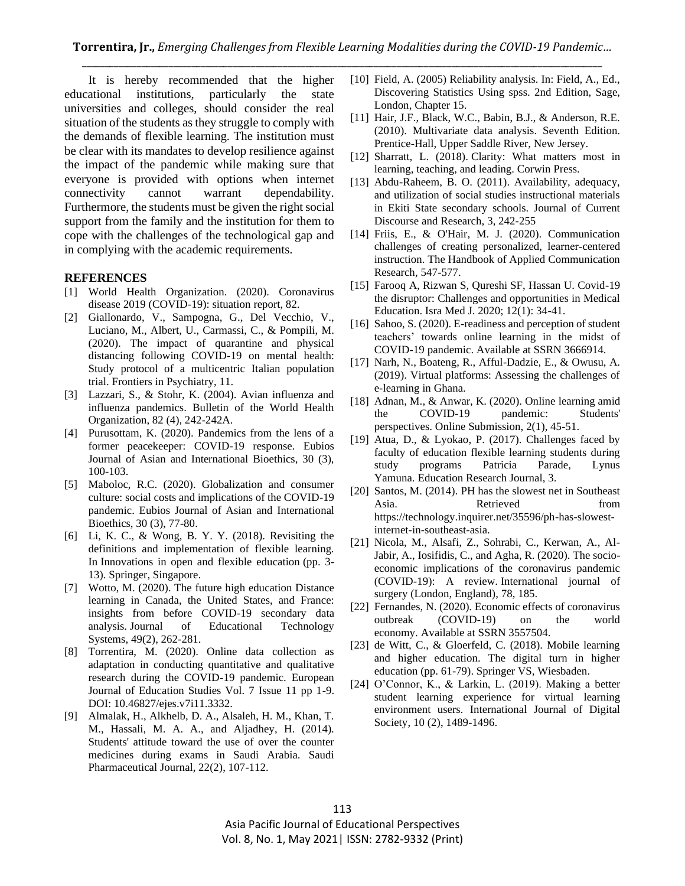It is hereby recommended that the higher educational institutions, particularly the state universities and colleges, should consider the real situation of the students as they struggle to comply with the demands of flexible learning. The institution must be clear with its mandates to develop resilience against the impact of the pandemic while making sure that everyone is provided with options when internet connectivity cannot warrant dependability. Furthermore, the students must be given the right social support from the family and the institution for them to cope with the challenges of the technological gap and in complying with the academic requirements.

## REFERENCES

[1] World Health Organization. (2020). Coronavirus disease 2019 (COVID-19): situation report, 82.

[2] Giallonardo, V., Sampogna, G., Del Vecchio, V., Luciano, M., Albert, U., Carmassi, C., & Pompili, M. (2020). The impact of quarantine and physical distancing following COVID-19 on mental health: Study protocol of a multicentric Italian population trial. Frontiers in Psychiatry, 11.

[3] Lazzari, S., & Stohr, K. (2004). Avian influenza and influenza pandemics. Bulletin of the World Health Organization, 82 (4), 242-242A.

[4] Purusottam, K. (2020). Pandemics from the lens of a former peacekeeper: COVID-19 response. Eubios Journal of Asian and International Bioethics, 30 (3), 100-103.

[5] Maboloc, R.C. (2020). Globalization and consumer culture: social costs and implications of the COVID-19 pandemic. Eubios Journal of Asian and International Bioethics, 30 (3), 77-80.

[6] Li, K. C., & Wong, B. Y. Y. (2018). Revisiting the definitions and implementation of flexible learning. In Innovations in open and flexible education (pp. 3-13). Springer, Singapore.

[7] Wotto, M. (2020). The future high education Distance learning in Canada, the United States, and France: insights from before COVID-19 secondary data analysis. Journal of Educational Technology Systems, 49(2), 262-281.

[8] Torrentira, M. (2020). Online data collection as adaptation in conducting quantitative and qualitative research during the COVID-19 pandemic. European Journal of Education Studies Vol. 7 Issue 11 pp 1-9. DOI: 10.46827/ejes.v7i11.3332.

[9] Almalak, H., Alkhelb, D. A., Alsaleh, H. M., Khan, T. M., Hassali, M. A. A., and Aljadhey, H. (2014). Students' attitude toward the use of over the counter medicines during exams in Saudi Arabia. Saudi Pharmaceutical Journal, 22(2), 107-112.

[10] Field, A. (2005) Reliability analysis. In: Field, A., Ed., Discovering Statistics Using spss. 2nd Edition, Sage, London, Chapter 15.

[11] Hair, J.F., Black, W.C., Babin, B.J., & Anderson, R.E. (2010). Multivariate data analysis. Seventh Edition. Prentice-Hall, Upper Saddle River, New Jersey.

[12] Sharratt, L. (2018). Clarity: What matters most in learning, teaching, and leading. Corwin Press.

[13] Abdu-Raheem, B. O. (2011). Availability, adequacy, and utilization of social studies instructional materials in Ekiti State secondary schools. Journal of Current Discourse and Research, 3, 242-255

[14] Friis, E., & O'Hair, M. J. (2020). Communication challenges of creating personalized, learner-centered instruction. The Handbook of Applied Communication Research, 547-577.

[15] Farooq A, Rizwan S, Qureshi SF, Hassan U. Covid-19 the disruptor: Challenges and opportunities in Medical Education. Isra Med J. 2020; 12(1): 34-41.

[16] Sahoo, S. (2020). E-readiness and perception of student teachers' towards online learning in the midst of COVID-19 pandemic. Available at SSRN 3666914.

[17] Narh, N., Boateng, R., Afful-Dadzie, E., & Owusu, A. (2019). Virtual platforms: Assessing the challenges of e-learning in Ghana.

[18] Adnan, M., & Anwar, K. (2020). Online learning amid the COVID-19 pandemic: Students' perspectives. Online Submission, 2(1), 45-51.

[19] Atua, D., & Lyokao, P. (2017). Challenges faced by faculty of education flexible learning students during study programs Patricia Parade, Lynus Yamuna. Education Research Journal, 3.

[20] Santos, M. (2014). PH has the slowest net in Southeast Asia. Retrieved from https://technology.inquirer.net/35596/ph-has-slowest-internet-in-southeast-asia.

[21] Nicola, M., Alsafi, Z., Sohrabi, C., Kerwan, A., Al-Jabir, A., Iosifidis, C., and Agha, R. (2020). The socio-economic implications of the coronavirus pandemic (COVID-19): A review. International journal of surgery (London, England), 78, 185.

[22] Fernandes, N. (2020). Economic effects of coronavirus outbreak (COVID-19) on the world economy. Available at SSRN 3557504.

[23] de Witt, C., & Gloerfeld, C. (2018). Mobile learning and higher education. The digital turn in higher education (pp. 61-79). Springer VS, Wiesbaden.

[24] O'Connor, K., & Larkin, L. (2019). Making a better student learning experience for virtual learning environment users. International Journal of Digital Society, 10 (2), 1489-1496.